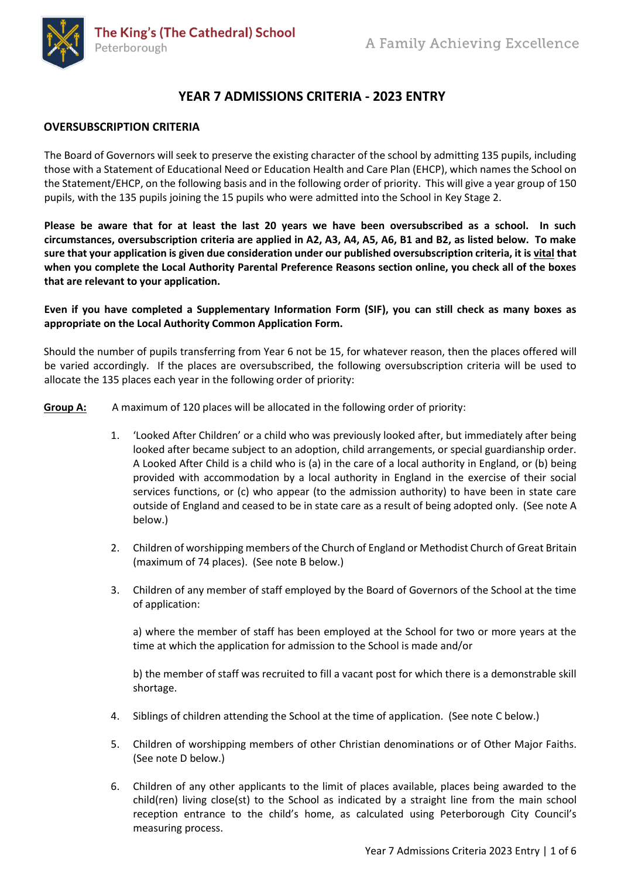The King's (The Cathedral) School
Peterborough

A Family Achieving Excellence

# YEAR 7 ADMISSIONS CRITERIA - 2023 ENTRY

## OVERSUBSCRIPTION CRITERIA

The Board of Governors will seek to preserve the existing character of the school by admitting 135 pupils, including those with a Statement of Educational Need or Education Health and Care Plan (EHCP), which names the School on the Statement/EHCP, on the following basis and in the following order of priority. This will give a year group of 150 pupils, with the 135 pupils joining the 15 pupils who were admitted into the School in Key Stage 2.

**Please be aware that for at least the last 20 years we have been oversubscribed as a school. In such circumstances, oversubscription criteria are applied in A2, A3, A4, A5, A6, B1 and B2, as listed below. To make sure that your application is given due consideration under our published oversubscription criteria, it is <u>vital</u> that when you complete the Local Authority Parental Preference Reasons section online, you check all of the boxes that are relevant to your application.**

**Even if you have completed a Supplementary Information Form (SIF), you can still check as many boxes as appropriate on the Local Authority Common Application Form.**

Should the number of pupils transferring from Year 6 not be 15, for whatever reason, then the places offered will be varied accordingly. If the places are oversubscribed, the following oversubscription criteria will be used to allocate the 135 places each year in the following order of priority:

**<u>Group A:</u>** A maximum of 120 places will be allocated in the following order of priority:

1. 'Looked After Children' or a child who was previously looked after, but immediately after being looked after became subject to an adoption, child arrangements, or special guardianship order. A Looked After Child is a child who is (a) in the care of a local authority in England, or (b) being provided with accommodation by a local authority in England in the exercise of their social services functions, or (c) who appear (to the admission authority) to have been in state care outside of England and ceased to be in state care as a result of being adopted only. (See note A below.)

2. Children of worshipping members of the Church of England or Methodist Church of Great Britain (maximum of 74 places). (See note B below.)

3. Children of any member of staff employed by the Board of Governors of the School at the time of application:

   a) where the member of staff has been employed at the School for two or more years at the time at which the application for admission to the School is made and/or

   b) the member of staff was recruited to fill a vacant post for which there is a demonstrable skill shortage.

4. Siblings of children attending the School at the time of application. (See note C below.)

5. Children of worshipping members of other Christian denominations or of Other Major Faiths. (See note D below.)

6. Children of any other applicants to the limit of places available, places being awarded to the child(ren) living close(st) to the School as indicated by a straight line from the main school reception entrance to the child's home, as calculated using Peterborough City Council's measuring process.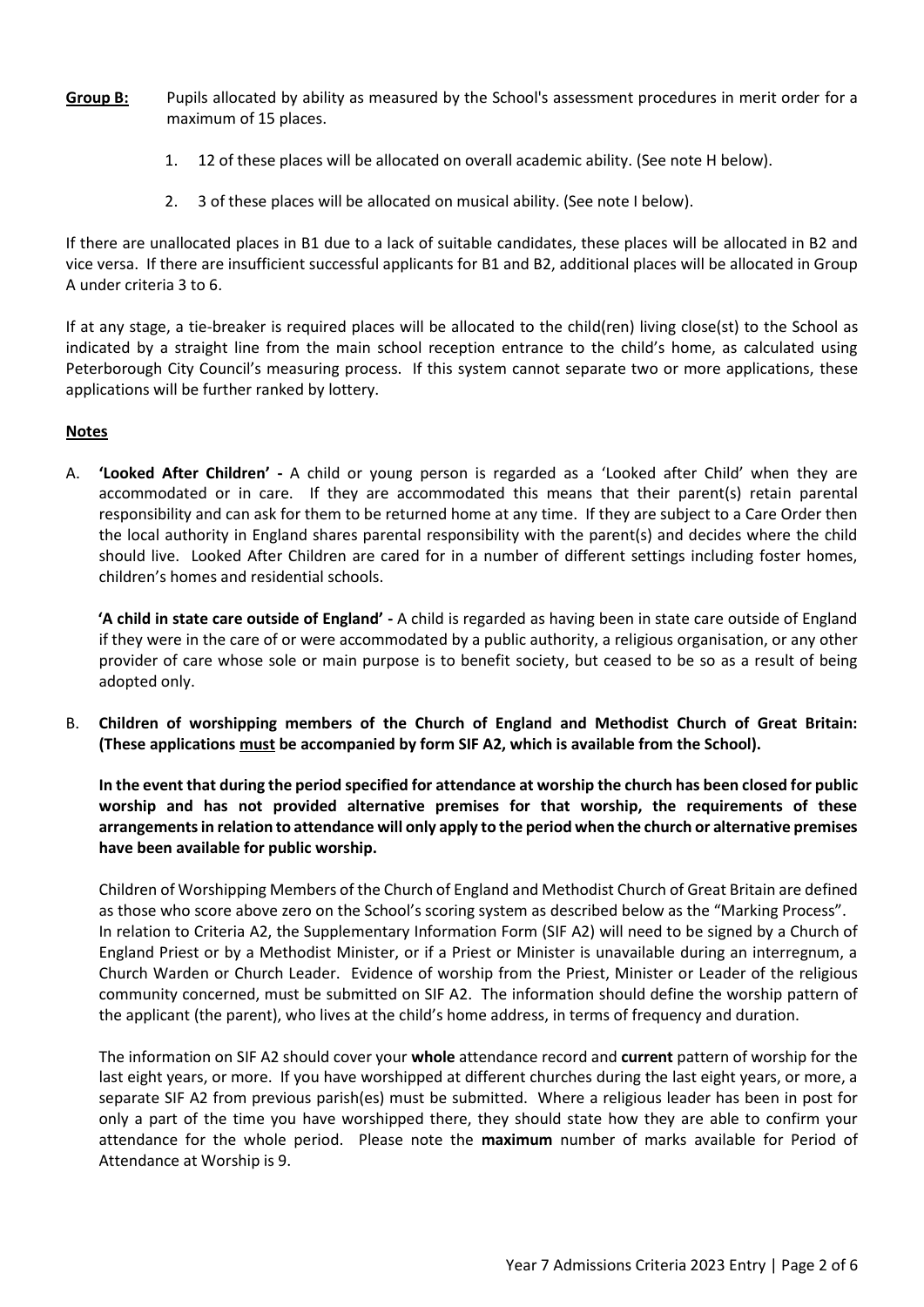**Group B:** Pupils allocated by ability as measured by the School's assessment procedures in merit order for a maximum of 15 places.

1. 12 of these places will be allocated on overall academic ability. (See note H below).
2. 3 of these places will be allocated on musical ability. (See note I below).

If there are unallocated places in B1 due to a lack of suitable candidates, these places will be allocated in B2 and vice versa. If there are insufficient successful applicants for B1 and B2, additional places will be allocated in Group A under criteria 3 to 6.

If at any stage, a tie-breaker is required places will be allocated to the child(ren) living close(st) to the School as indicated by a straight line from the main school reception entrance to the child's home, as calculated using Peterborough City Council's measuring process. If this system cannot separate two or more applications, these applications will be further ranked by lottery.

**Notes**

A. **'Looked After Children' -** A child or young person is regarded as a 'Looked after Child' when they are accommodated or in care. If they are accommodated this means that their parent(s) retain parental responsibility and can ask for them to be returned home at any time. If they are subject to a Care Order then the local authority in England shares parental responsibility with the parent(s) and decides where the child should live. Looked After Children are cared for in a number of different settings including foster homes, children's homes and residential schools.

   **'A child in state care outside of England' -** A child is regarded as having been in state care outside of England if they were in the care of or were accommodated by a public authority, a religious organisation, or any other provider of care whose sole or main purpose is to benefit society, but ceased to be so as a result of being adopted only.

B. **Children of worshipping members of the Church of England and Methodist Church of Great Britain: (These applications <u>must</u> be accompanied by form SIF A2, which is available from the School).**

   **In the event that during the period specified for attendance at worship the church has been closed for public worship and has not provided alternative premises for that worship, the requirements of these arrangements in relation to attendance will only apply to the period when the church or alternative premises have been available for public worship.**

   Children of Worshipping Members of the Church of England and Methodist Church of Great Britain are defined as those who score above zero on the School's scoring system as described below as the "Marking Process". In relation to Criteria A2, the Supplementary Information Form (SIF A2) will need to be signed by a Church of England Priest or by a Methodist Minister, or if a Priest or Minister is unavailable during an interregnum, a Church Warden or Church Leader. Evidence of worship from the Priest, Minister or Leader of the religious community concerned, must be submitted on SIF A2. The information should define the worship pattern of the applicant (the parent), who lives at the child's home address, in terms of frequency and duration.

   The information on SIF A2 should cover your **whole** attendance record and **current** pattern of worship for the last eight years, or more. If you have worshipped at different churches during the last eight years, or more, a separate SIF A2 from previous parish(es) must be submitted. Where a religious leader has been in post for only a part of the time you have worshipped there, they should state how they are able to confirm your attendance for the whole period. Please note the **maximum** number of marks available for Period of Attendance at Worship is 9.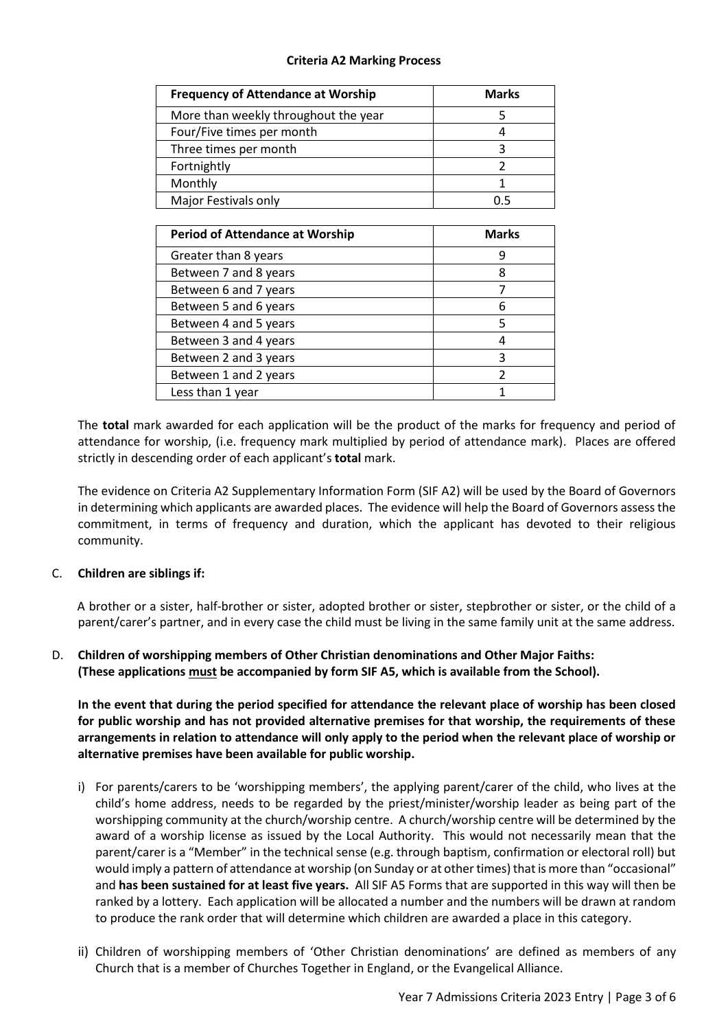**Criteria A2 Marking Process**

| Frequency of Attendance at Worship | Marks |
|---|---|
| More than weekly throughout the year | 5 |
| Four/Five times per month | 4 |
| Three times per month | 3 |
| Fortnightly | 2 |
| Monthly | 1 |
| Major Festivals only | 0.5 |

| Period of Attendance at Worship | Marks |
|---|---|
| Greater than 8 years | 9 |
| Between 7 and 8 years | 8 |
| Between 6 and 7 years | 7 |
| Between 5 and 6 years | 6 |
| Between 4 and 5 years | 5 |
| Between 3 and 4 years | 4 |
| Between 2 and 3 years | 3 |
| Between 1 and 2 years | 2 |
| Less than 1 year | 1 |

The **total** mark awarded for each application will be the product of the marks for frequency and period of attendance for worship, (i.e. frequency mark multiplied by period of attendance mark). Places are offered strictly in descending order of each applicant's **total** mark.

The evidence on Criteria A2 Supplementary Information Form (SIF A2) will be used by the Board of Governors in determining which applicants are awarded places. The evidence will help the Board of Governors assess the commitment, in terms of frequency and duration, which the applicant has devoted to their religious community.

C. **Children are siblings if:**

A brother or a sister, half-brother or sister, adopted brother or sister, stepbrother or sister, or the child of a parent/carer's partner, and in every case the child must be living in the same family unit at the same address.

D. **Children of worshipping members of Other Christian denominations and Other Major Faiths: (These applications <u>must</u> be accompanied by form SIF A5, which is available from the School).**

**In the event that during the period specified for attendance the relevant place of worship has been closed for public worship and has not provided alternative premises for that worship, the requirements of these arrangements in relation to attendance will only apply to the period when the relevant place of worship or alternative premises have been available for public worship.**

i) For parents/carers to be 'worshipping members', the applying parent/carer of the child, who lives at the child's home address, needs to be regarded by the priest/minister/worship leader as being part of the worshipping community at the church/worship centre. A church/worship centre will be determined by the award of a worship license as issued by the Local Authority. This would not necessarily mean that the parent/carer is a "Member" in the technical sense (e.g. through baptism, confirmation or electoral roll) but would imply a pattern of attendance at worship (on Sunday or at other times) that is more than "occasional" and **has been sustained for at least five years.** All SIF A5 Forms that are supported in this way will then be ranked by a lottery. Each application will be allocated a number and the numbers will be drawn at random to produce the rank order that will determine which children are awarded a place in this category.

ii) Children of worshipping members of 'Other Christian denominations' are defined as members of any Church that is a member of Churches Together in England, or the Evangelical Alliance.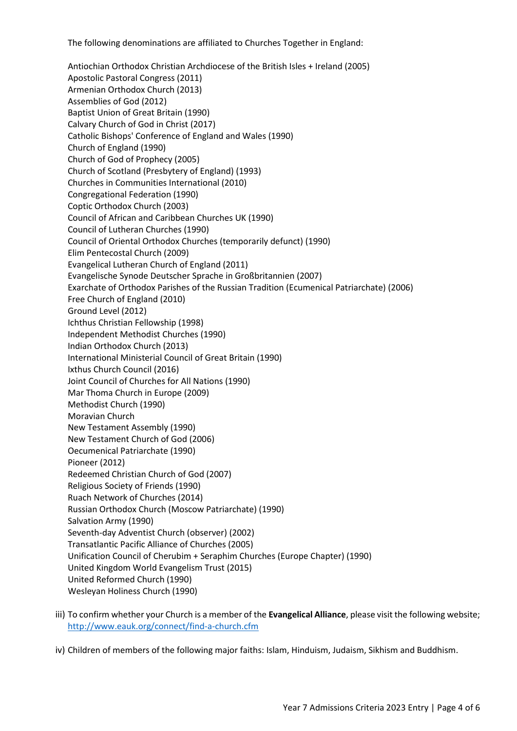The following denominations are affiliated to Churches Together in England:

Antiochian Orthodox Christian Archdiocese of the British Isles + Ireland (2005)
Apostolic Pastoral Congress (2011)
Armenian Orthodox Church (2013)
Assemblies of God (2012)
Baptist Union of Great Britain (1990)
Calvary Church of God in Christ (2017)
Catholic Bishops' Conference of England and Wales (1990)
Church of England (1990)
Church of God of Prophecy (2005)
Church of Scotland (Presbytery of England) (1993)
Churches in Communities International (2010)
Congregational Federation (1990)
Coptic Orthodox Church (2003)
Council of African and Caribbean Churches UK (1990)
Council of Lutheran Churches (1990)
Council of Oriental Orthodox Churches (temporarily defunct) (1990)
Elim Pentecostal Church (2009)
Evangelical Lutheran Church of England (2011)
Evangelische Synode Deutscher Sprache in Großbritannien (2007)
Exarchate of Orthodox Parishes of the Russian Tradition (Ecumenical Patriarchate) (2006)
Free Church of England (2010)
Ground Level (2012)
Ichthus Christian Fellowship (1998)
Independent Methodist Churches (1990)
Indian Orthodox Church (2013)
International Ministerial Council of Great Britain (1990)
Ixthus Church Council (2016)
Joint Council of Churches for All Nations (1990)
Mar Thoma Church in Europe (2009)
Methodist Church (1990)
Moravian Church
New Testament Assembly (1990)
New Testament Church of God (2006)
Oecumenical Patriarchate (1990)
Pioneer (2012)
Redeemed Christian Church of God (2007)
Religious Society of Friends (1990)
Ruach Network of Churches (2014)
Russian Orthodox Church (Moscow Patriarchate) (1990)
Salvation Army (1990)
Seventh-day Adventist Church (observer) (2002)
Transatlantic Pacific Alliance of Churches (2005)
Unification Council of Cherubim + Seraphim Churches (Europe Chapter) (1990)
United Kingdom World Evangelism Trust (2015)
United Reformed Church (1990)
Wesleyan Holiness Church (1990)

iii) To confirm whether your Church is a member of the **Evangelical Alliance**, please visit the following website; http://www.eauk.org/connect/find-a-church.cfm

iv) Children of members of the following major faiths: Islam, Hinduism, Judaism, Sikhism and Buddhism.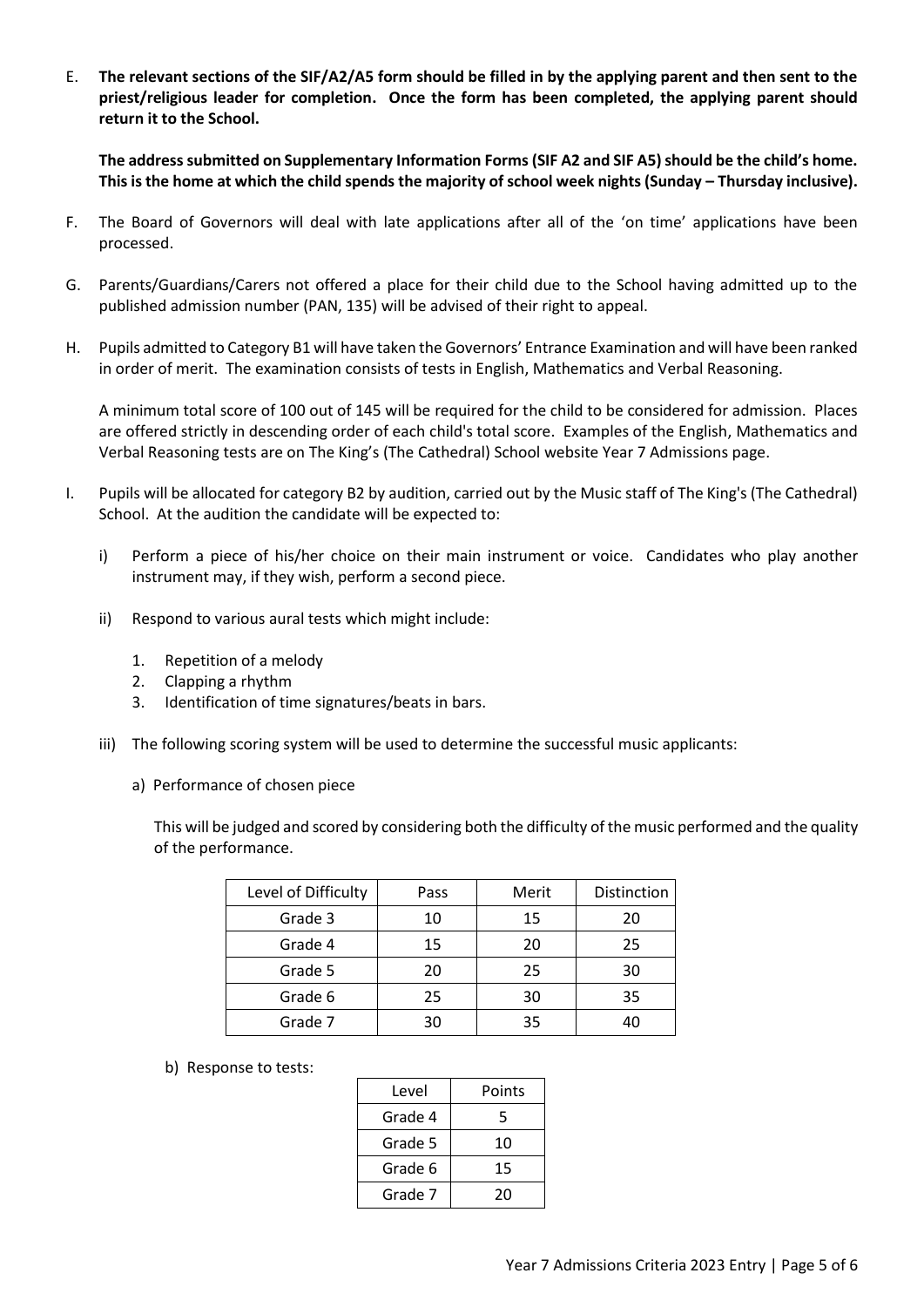E. **The relevant sections of the SIF/A2/A5 form should be filled in by the applying parent and then sent to the priest/religious leader for completion. Once the form has been completed, the applying parent should return it to the School.**

   **The address submitted on Supplementary Information Forms (SIF A2 and SIF A5) should be the child's home. This is the home at which the child spends the majority of school week nights (Sunday – Thursday inclusive).**

F. The Board of Governors will deal with late applications after all of the 'on time' applications have been processed.

G. Parents/Guardians/Carers not offered a place for their child due to the School having admitted up to the published admission number (PAN, 135) will be advised of their right to appeal.

H. Pupils admitted to Category B1 will have taken the Governors' Entrance Examination and will have been ranked in order of merit. The examination consists of tests in English, Mathematics and Verbal Reasoning.

   A minimum total score of 100 out of 145 will be required for the child to be considered for admission. Places are offered strictly in descending order of each child's total score. Examples of the English, Mathematics and Verbal Reasoning tests are on The King's (The Cathedral) School website Year 7 Admissions page.

I. Pupils will be allocated for category B2 by audition, carried out by the Music staff of The King's (The Cathedral) School. At the audition the candidate will be expected to:

   i) Perform a piece of his/her choice on their main instrument or voice. Candidates who play another instrument may, if they wish, perform a second piece.

   ii) Respond to various aural tests which might include:

      1. Repetition of a melody
      2. Clapping a rhythm
      3. Identification of time signatures/beats in bars.

   iii) The following scoring system will be used to determine the successful music applicants:

      a) Performance of chosen piece

      This will be judged and scored by considering both the difficulty of the music performed and the quality of the performance.

| Level of Difficulty | Pass | Merit | Distinction |
| --- | --- | --- | --- |
| Grade 3 | 10 | 15 | 20 |
| Grade 4 | 15 | 20 | 25 |
| Grade 5 | 20 | 25 | 30 |
| Grade 6 | 25 | 30 | 35 |
| Grade 7 | 30 | 35 | 40 |

      b) Response to tests:

| Level | Points |
| --- | --- |
| Grade 4 | 5 |
| Grade 5 | 10 |
| Grade 6 | 15 |
| Grade 7 | 20 |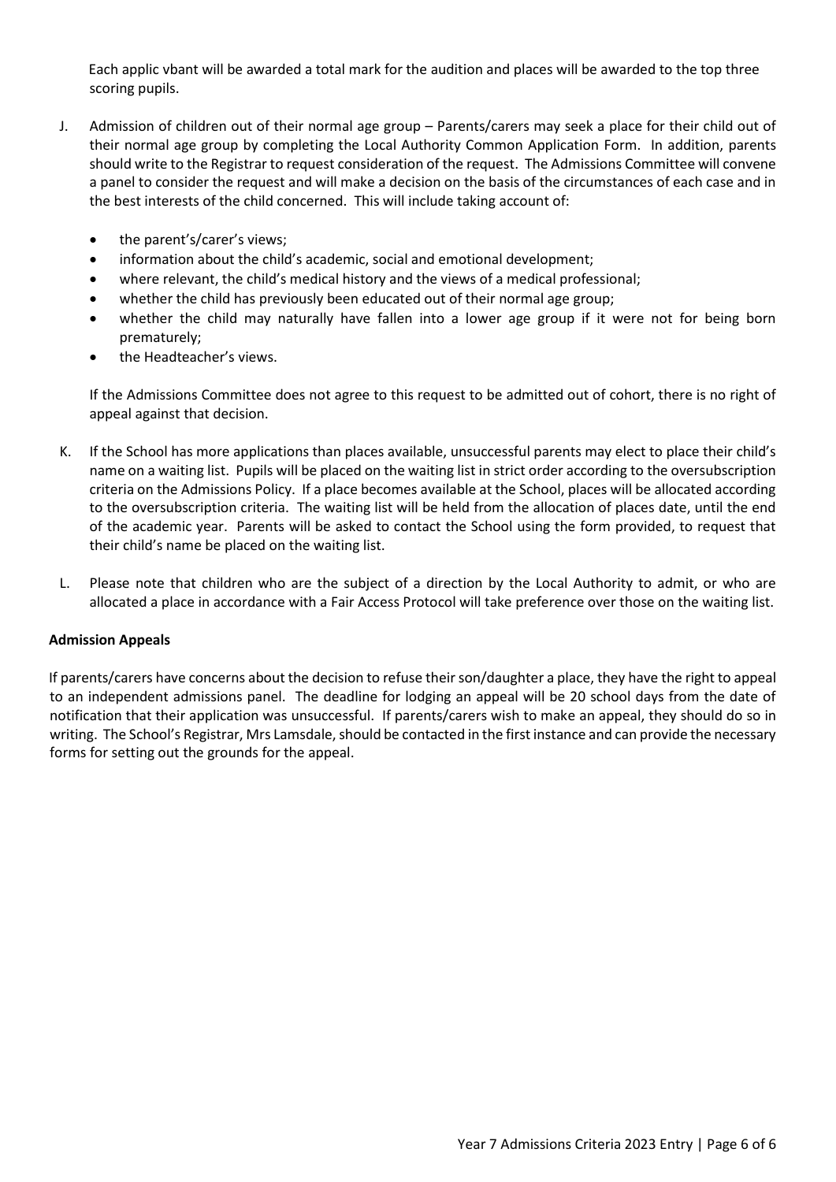Each applic vbant will be awarded a total mark for the audition and places will be awarded to the top three scoring pupils.

J. Admission of children out of their normal age group – Parents/carers may seek a place for their child out of their normal age group by completing the Local Authority Common Application Form. In addition, parents should write to the Registrar to request consideration of the request. The Admissions Committee will convene a panel to consider the request and will make a decision on the basis of the circumstances of each case and in the best interests of the child concerned. This will include taking account of:

   - the parent's/carer's views;
   - information about the child's academic, social and emotional development;
   - where relevant, the child's medical history and the views of a medical professional;
   - whether the child has previously been educated out of their normal age group;
   - whether the child may naturally have fallen into a lower age group if it were not for being born prematurely;
   - the Headteacher's views.

   If the Admissions Committee does not agree to this request to be admitted out of cohort, there is no right of appeal against that decision.

K. If the School has more applications than places available, unsuccessful parents may elect to place their child's name on a waiting list. Pupils will be placed on the waiting list in strict order according to the oversubscription criteria on the Admissions Policy. If a place becomes available at the School, places will be allocated according to the oversubscription criteria. The waiting list will be held from the allocation of places date, until the end of the academic year. Parents will be asked to contact the School using the form provided, to request that their child's name be placed on the waiting list.

L. Please note that children who are the subject of a direction by the Local Authority to admit, or who are allocated a place in accordance with a Fair Access Protocol will take preference over those on the waiting list.

**Admission Appeals**

If parents/carers have concerns about the decision to refuse their son/daughter a place, they have the right to appeal to an independent admissions panel. The deadline for lodging an appeal will be 20 school days from the date of notification that their application was unsuccessful. If parents/carers wish to make an appeal, they should do so in writing. The School's Registrar, Mrs Lamsdale, should be contacted in the first instance and can provide the necessary forms for setting out the grounds for the appeal.